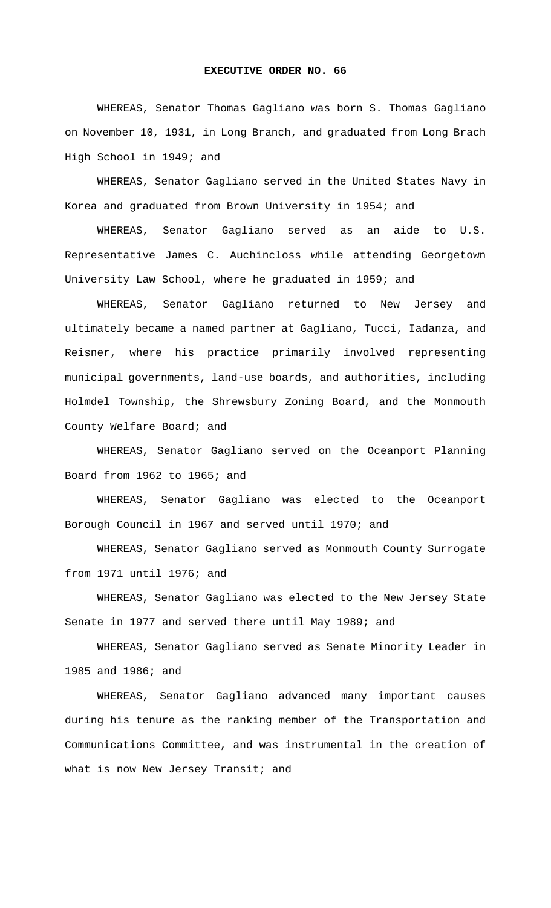**EXECUTIVE ORDER NO. 66**

WHEREAS, Senator Thomas Gagliano was born S. Thomas Gagliano on November 10, 1931, in Long Branch, and graduated from Long Brach High School in 1949; and

WHEREAS, Senator Gagliano served in the United States Navy in Korea and graduated from Brown University in 1954; and

WHEREAS, Senator Gagliano served as an aide to U.S. Representative James C. Auchincloss while attending Georgetown University Law School, where he graduated in 1959; and

WHEREAS, Senator Gagliano returned to New Jersey and ultimately became a named partner at Gagliano, Tucci, Iadanza, and Reisner, where his practice primarily involved representing municipal governments, land-use boards, and authorities, including Holmdel Township, the Shrewsbury Zoning Board, and the Monmouth County Welfare Board; and

WHEREAS, Senator Gagliano served on the Oceanport Planning Board from 1962 to 1965; and

WHEREAS, Senator Gagliano was elected to the Oceanport Borough Council in 1967 and served until 1970; and

WHEREAS, Senator Gagliano served as Monmouth County Surrogate from 1971 until 1976; and

WHEREAS, Senator Gagliano was elected to the New Jersey State Senate in 1977 and served there until May 1989; and

WHEREAS, Senator Gagliano served as Senate Minority Leader in 1985 and 1986; and

WHEREAS, Senator Gagliano advanced many important causes during his tenure as the ranking member of the Transportation and Communications Committee, and was instrumental in the creation of what is now New Jersey Transit; and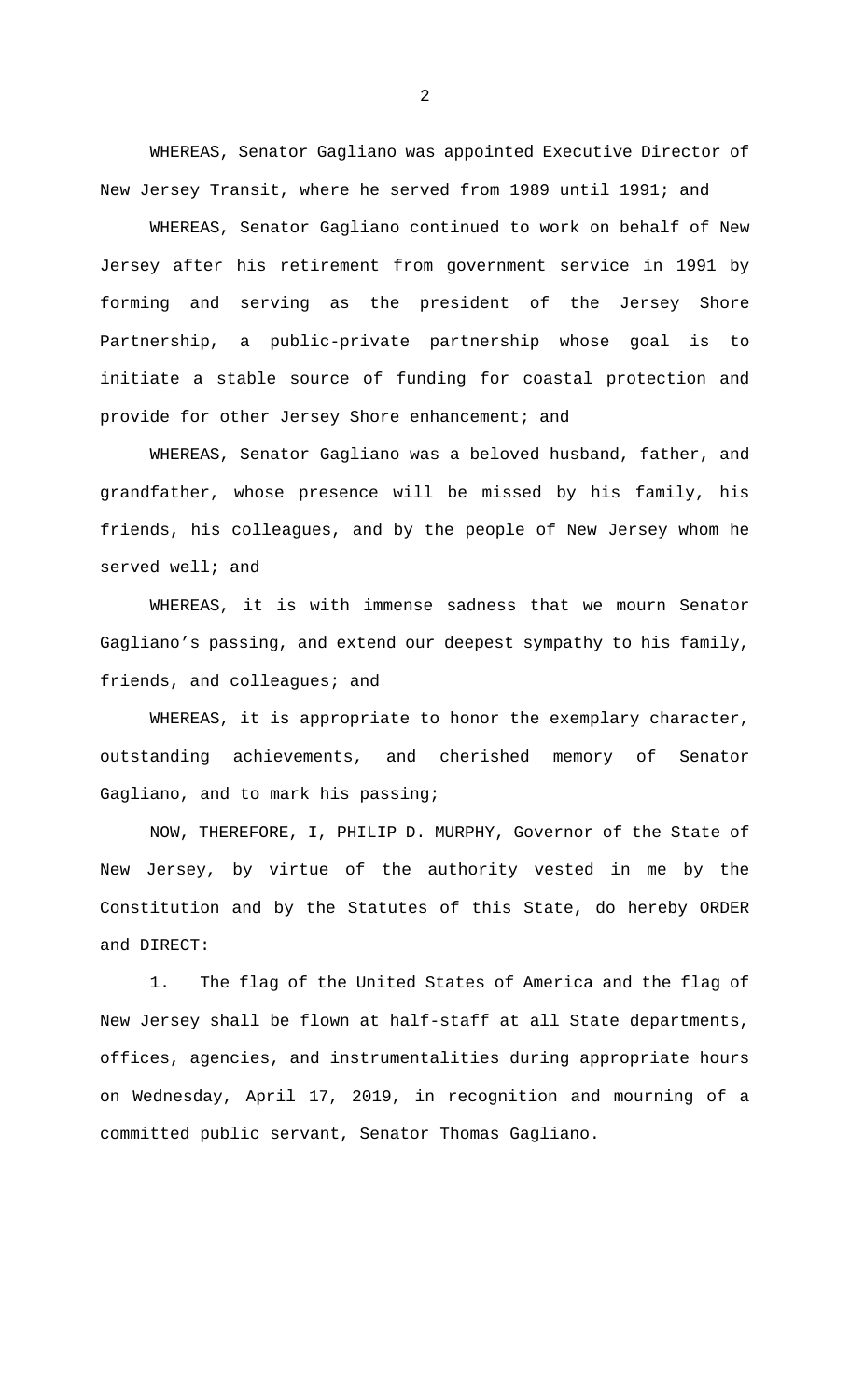WHEREAS, Senator Gagliano was appointed Executive Director of New Jersey Transit, where he served from 1989 until 1991; and

WHEREAS, Senator Gagliano continued to work on behalf of New Jersey after his retirement from government service in 1991 by forming and serving as the president of the Jersey Shore Partnership, a public-private partnership whose goal is to initiate a stable source of funding for coastal protection and provide for other Jersey Shore enhancement; and

WHEREAS, Senator Gagliano was a beloved husband, father, and grandfather, whose presence will be missed by his family, his friends, his colleagues, and by the people of New Jersey whom he served well; and

WHEREAS, it is with immense sadness that we mourn Senator Gagliano's passing, and extend our deepest sympathy to his family, friends, and colleagues; and

WHEREAS, it is appropriate to honor the exemplary character, outstanding achievements, and cherished memory of Senator Gagliano, and to mark his passing;

NOW, THEREFORE, I, PHILIP D. MURPHY, Governor of the State of New Jersey, by virtue of the authority vested in me by the Constitution and by the Statutes of this State, do hereby ORDER and DIRECT:

1. The flag of the United States of America and the flag of New Jersey shall be flown at half-staff at all State departments, offices, agencies, and instrumentalities during appropriate hours on Wednesday, April 17, 2019, in recognition and mourning of a committed public servant, Senator Thomas Gagliano.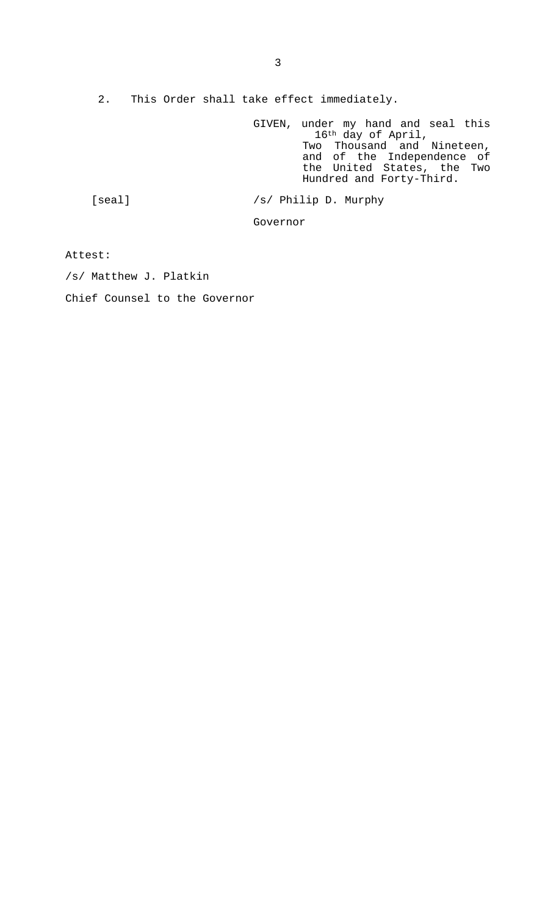2. This Order shall take effect immediately.

GIVEN, under my hand and seal this 16th day of April, Two Thousand and Nineteen, and of the Independence of the United States, the Two Hundred and Forty-Third.

[seal]

/s/ Philip D. Murphy

Governor

Attest:

/s/ Matthew J. Platkin

Chief Counsel to the Governor